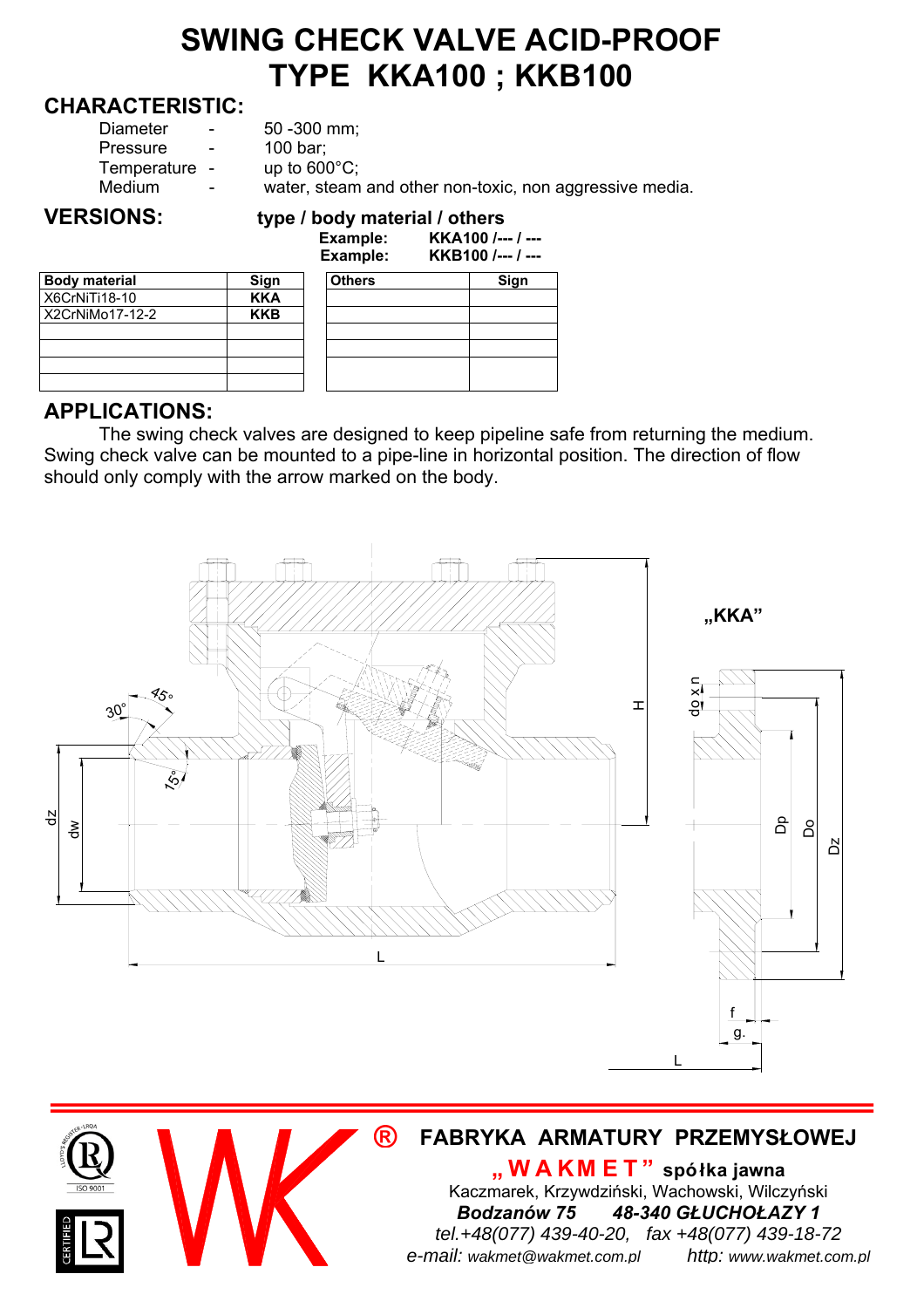# SWING CHECK VALVE ACID-PROOF
# TYPE KKA100 ; KKB100

## CHARACTERISTIC:

| | | |
|---|---|---|
| Diameter | - | 50 -300 mm; |
| Pressure | - | 100 bar; |
| Temperature | - | up to 600°C; |
| Medium | - | water, steam and other non-toxic, non aggressive media. |

## VERSIONS:

**type / body material / others**

**Example: KKA100 /--- / ---**

**Example: KKB100 /--- / ---**

| Body material | Sign |
|---|---|
| X6CrNiTi18-10 | **KKA** |
| X2CrNiMo17-12-2 | **KKB** |
| | |
| | |
| | |
| | |

| Others | Sign |
|---|---|
| | |
| | |
| | |
| | |
| | |

## APPLICATIONS:

The swing check valves are designed to keep pipeline safe from returning the medium. Swing check valve can be mounted to a pipe-line in horizontal position. The direction of flow should only comply with the arrow marked on the body.

„KKA"

**FABRYKA ARMATURY PRZEMYSŁOWEJ**

**„ W A K M E T " spółka jawna**

Kaczmarek, Krzywdziński, Wachowski, Wilczyński

***Bodzanów 75 48-340 GŁUCHOŁAZY 1***

*tel.+48(077) 439-40-20, fax +48(077) 439-18-72*

*e-mail: wakmet@wakmet.com.pl http: www.wakmet.com.pl*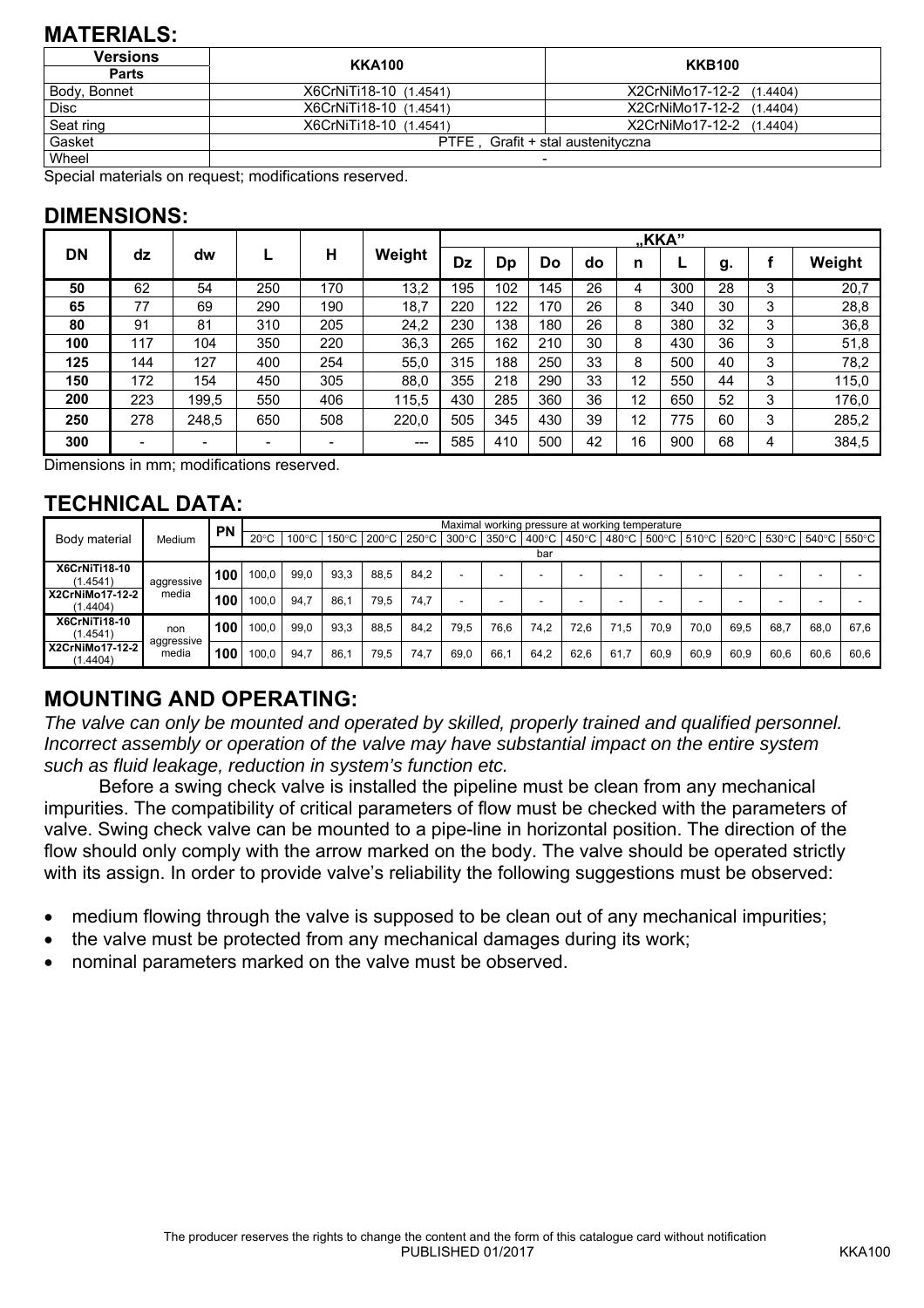## MATERIALS:

| Versions / Parts | KKA100 | KKB100 |
|---|---|---|
| Body, Bonnet | X6CrNiTi18-10 (1.4541) | X2CrNiMo17-12-2 (1.4404) |
| Disc | X6CrNiTi18-10 (1.4541) | X2CrNiMo17-12-2 (1.4404) |
| Seat ring | X6CrNiTi18-10 (1.4541) | X2CrNiMo17-12-2 (1.4404) |
| Gasket | PTFE , Grafit + stal austenityczna | |
| Wheel | - | |

Special materials on request; modifications reserved.

## DIMENSIONS:

| DN | dz | dw | L | H | Weight | „KKA" | | | | | | | | |
|---|---|---|---|---|---|---|---|---|---|---|---|---|---|---|
| | | | | | | Dz | Dp | Do | do | n | L | g. | f | Weight |
| 50 | 62 | 54 | 250 | 170 | 13,2 | 195 | 102 | 145 | 26 | 4 | 300 | 28 | 3 | 20,7 |
| 65 | 77 | 69 | 290 | 190 | 18,7 | 220 | 122 | 170 | 26 | 8 | 340 | 30 | 3 | 28,8 |
| 80 | 91 | 81 | 310 | 205 | 24,2 | 230 | 138 | 180 | 26 | 8 | 380 | 32 | 3 | 36,8 |
| 100 | 117 | 104 | 350 | 220 | 36,3 | 265 | 162 | 210 | 30 | 8 | 430 | 36 | 3 | 51,8 |
| 125 | 144 | 127 | 400 | 254 | 55,0 | 315 | 188 | 250 | 33 | 8 | 500 | 40 | 3 | 78,2 |
| 150 | 172 | 154 | 450 | 305 | 88,0 | 355 | 218 | 290 | 33 | 12 | 550 | 44 | 3 | 115,0 |
| 200 | 223 | 199,5 | 550 | 406 | 115,5 | 430 | 285 | 360 | 36 | 12 | 650 | 52 | 3 | 176,0 |
| 250 | 278 | 248,5 | 650 | 508 | 220,0 | 505 | 345 | 430 | 39 | 12 | 775 | 60 | 3 | 285,2 |
| 300 | - | - | - | - | --- | 585 | 410 | 500 | 42 | 16 | 900 | 68 | 4 | 384,5 |

Dimensions in mm; modifications reserved.

## TECHNICAL DATA:

| Body material | Medium | PN | Maximal working pressure at working temperature | | | | | | | | | | | | | | | | |
|---|---|---|---|---|---|---|---|---|---|---|---|---|---|---|---|---|---|---|---|
| | | | 20°C | 100°C | 150°C | 200°C | 250°C | 300°C | 350°C | 400°C | 450°C | 480°C | 500°C | 510°C | 520°C | 530°C | 540°C | 550°C |
| | | | bar | | | | | | | | | | | | | | | |
| X6CrNiTi18-10 (1.4541) | aggressive media | 100 | 100,0 | 99,0 | 93,3 | 88,5 | 84,2 | - | - | - | - | - | - | - | - | - | - | - |
| X2CrNiMo17-12-2 (1.4404) | | 100 | 100,0 | 94,7 | 86,1 | 79,5 | 74,7 | - | - | - | - | - | - | - | - | - | - | - |
| X6CrNiTi18-10 (1.4541) | non aggressive media | 100 | 100,0 | 99,0 | 93,3 | 88,5 | 84,2 | 79,5 | 76,6 | 74,2 | 72,6 | 71,5 | 70,9 | 70,0 | 69,5 | 68,7 | 68,0 | 67,6 |
| X2CrNiMo17-12-2 (1.4404) | | 100 | 100,0 | 94,7 | 86,1 | 79,5 | 74,7 | 69,0 | 66,1 | 64,2 | 62,6 | 61,7 | 60,9 | 60,9 | 60,9 | 60,6 | 60,6 | 60,6 |

## MOUNTING AND OPERATING:

*The valve can only be mounted and operated by skilled, properly trained and qualified personnel. Incorrect assembly or operation of the valve may have substantial impact on the entire system such as fluid leakage, reduction in system's function etc.*

Before a swing check valve is installed the pipeline must be clean from any mechanical impurities. The compatibility of critical parameters of flow must be checked with the parameters of valve. Swing check valve can be mounted to a pipe-line in horizontal position. The direction of the flow should only comply with the arrow marked on the body. The valve should be operated strictly with its assign. In order to provide valve's reliability the following suggestions must be observed:

- medium flowing through the valve is supposed to be clean out of any mechanical impurities;
- the valve must be protected from any mechanical damages during its work;
- nominal parameters marked on the valve must be observed.

The producer reserves the rights to change the content and the form of this catalogue card without notification
PUBLISHED 01/2017